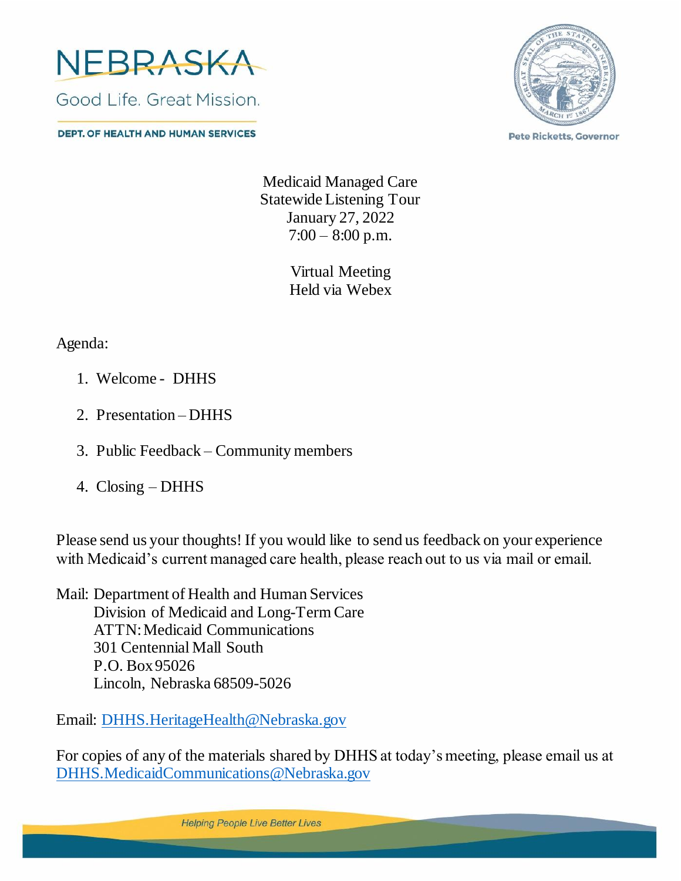NEBRASKA

Good Life. Great Mission.

DEPT. OF HEALTH AND HUMAN SERVICES

Pete Ricketts, Governor

Medicaid Managed Care
Statewide Listening Tour
January 27, 2022
7:00 – 8:00 p.m.

Virtual Meeting
Held via Webex

Agenda:

1. Welcome - DHHS
2. Presentation – DHHS
3. Public Feedback – Community members
4. Closing – DHHS

Please send us your thoughts! If you would like to send us feedback on your experience with Medicaid's current managed care health, please reach out to us via mail or email.

Mail: Department of Health and Human Services
Division of Medicaid and Long-Term Care
ATTN: Medicaid Communications
301 Centennial Mall South
P.O. Box 95026
Lincoln, Nebraska 68509-5026

Email: DHHS.HeritageHealth@Nebraska.gov

For copies of any of the materials shared by DHHS at today's meeting, please email us at DHHS.MedicaidCommunications@Nebraska.gov

*Helping People Live Better Lives*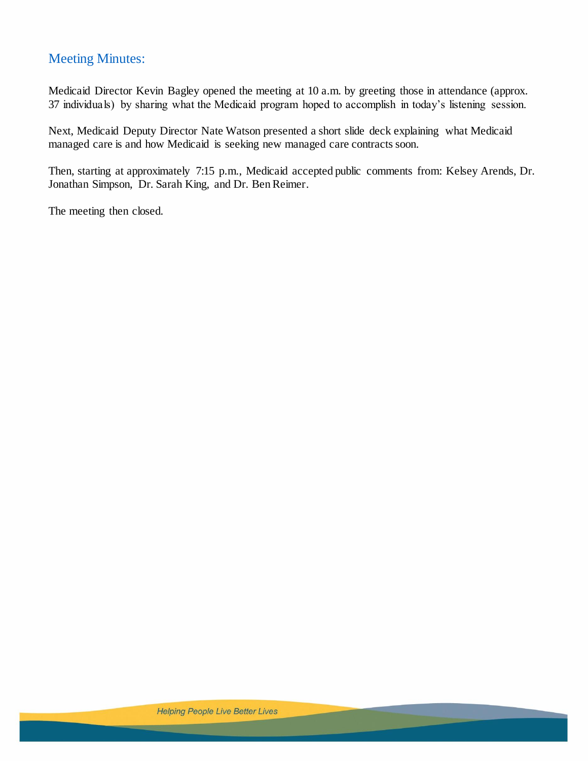## Meeting Minutes:

Medicaid Director Kevin Bagley opened the meeting at 10 a.m. by greeting those in attendance (approx. 37 individuals) by sharing what the Medicaid program hoped to accomplish in today's listening session.

Next, Medicaid Deputy Director Nate Watson presented a short slide deck explaining what Medicaid managed care is and how Medicaid is seeking new managed care contracts soon.

Then, starting at approximately 7:15 p.m., Medicaid accepted public comments from: Kelsey Arends, Dr. Jonathan Simpson, Dr. Sarah King, and Dr. Ben Reimer.

The meeting then closed.